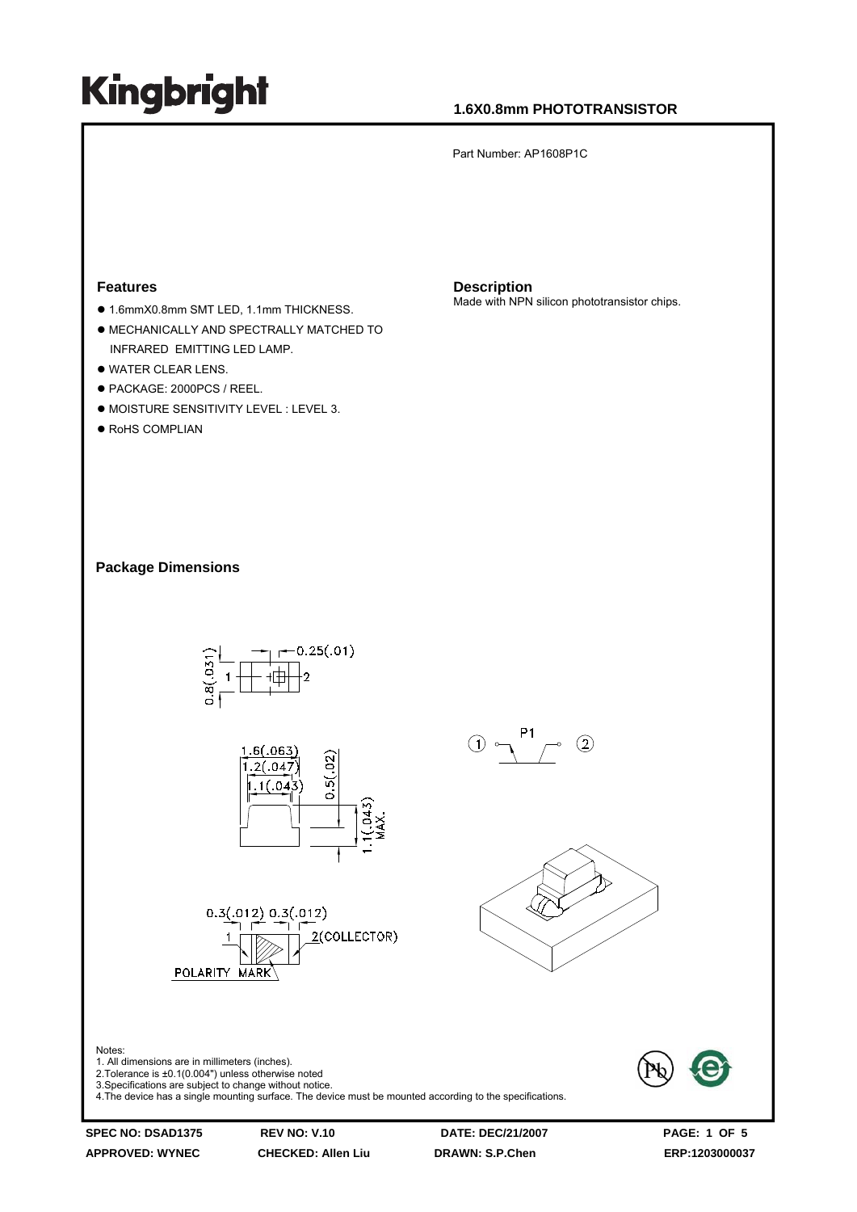# Kingbright

**1.6X0.8mm PHOTOTRANSISTOR**

Part Number: AP1608P1C

## Features

- 1.6mmX0.8mm SMT LED, 1.1mm THICKNESS.
- MECHANICALLY AND SPECTRALLY MATCHED TO INFRARED EMITTING LED LAMP.
- WATER CLEAR LENS.
- PACKAGE: 2000PCS / REEL.
- MOISTURE SENSITIVITY LEVEL : LEVEL 3.
- RoHS COMPLIAN

## Description

Made with NPN silicon phototransistor chips.

## Package Dimensions

Notes:
1. All dimensions are in millimeters (inches).
2. Tolerance is ±0.1(0.004") unless otherwise noted
3. Specifications are subject to change without notice.
4. The device has a single mounting surface. The device must be mounted according to the specifications.

| SPEC NO: DSAD1375 | REV NO: V.10 | DATE: DEC/21/2007 | |
|---|---|---|---|
| APPROVED: WYNEC | CHECKED: Allen Liu | DRAWN: S.P.Chen | ERP:1203000037 |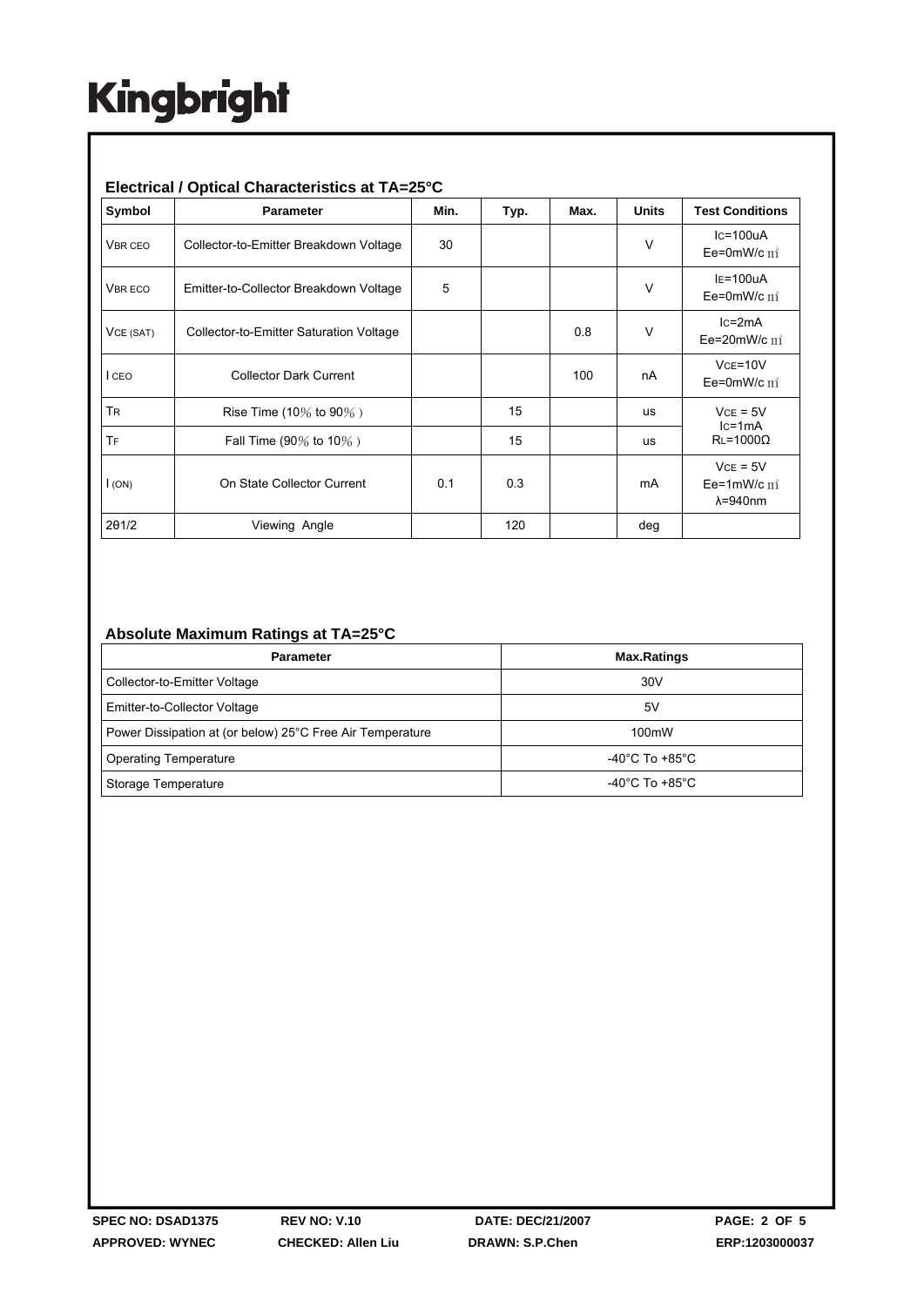# Kingbright

## Electrical / Optical Characteristics at TA=25°C

| Symbol | Parameter | Min. | Typ. | Max. | Units | Test Conditions |
|---|---|---|---|---|---|---|
| $V_{BR\ CEO}$ | Collector-to-Emitter Breakdown Voltage | 30 | | | V | $I_C$=100uA Ee=0mW/c㎡ |
| $V_{BR\ ECO}$ | Emitter-to-Collector Breakdown Voltage | 5 | | | V | $I_E$=100uA Ee=0mW/c㎡ |
| $V_{CE\ (SAT)}$ | Collector-to-Emitter Saturation Voltage | | | 0.8 | V | $I_C$=2mA Ee=20mW/c㎡ |
| $I_{CEO}$ | Collector Dark Current | | | 100 | nA | $V_{CE}$=10V Ee=0mW/c㎡ |
| $T_R$ | Rise Time (10% to 90%) | | 15 | | us | $V_{CE}$ = 5V $I_C$=1mA $R_L$=1000Ω |
| $T_F$ | Fall Time (90% to 10%) | | 15 | | us | |
| $I_{(ON)}$ | On State Collector Current | 0.1 | 0.3 | | mA | $V_{CE}$ = 5V Ee=1mW/c㎡ λ=940nm |
| 2θ1/2 | Viewing Angle | | 120 | | deg | |

## Absolute Maximum Ratings at TA=25°C

| Parameter | Max.Ratings |
|---|---|
| Collector-to-Emitter Voltage | 30V |
| Emitter-to-Collector Voltage | 5V |
| Power Dissipation at (or below) 25°C Free Air Temperature | 100mW |
| Operating Temperature | -40°C To +85°C |
| Storage Temperature | -40°C To +85°C |

SPEC NO: DSAD1375 REV NO: V.10 DATE: DEC/21/2007

APPROVED: WYNEC CHECKED: Allen Liu DRAWN: S.P.Chen ERP:1203000037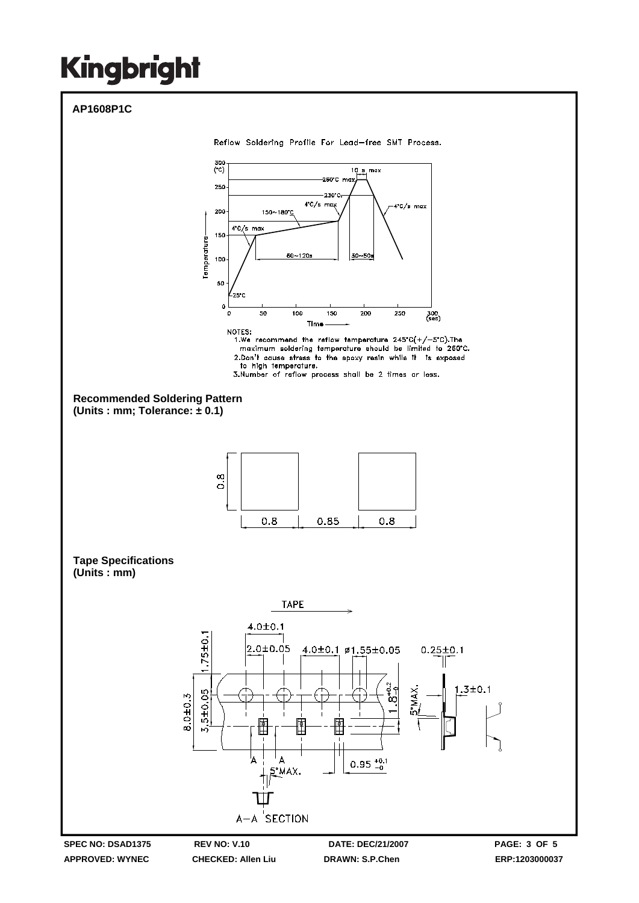# AP1608P1C

Reflow Soldering Profile For Lead-free SMT Process.

NOTES:
1. We recommend the reflow temperature 245°C(+/-5°C). The maximum soldering temperature should be limited to 260°C.
2. Don't cause stress to the epoxy resin while it is exposed to high temperature.
3. Number of reflow process shall be 2 times or less.

**Recommended Soldering Pattern**
**(Units : mm; Tolerance: ± 0.1)**

**Tape Specifications**
**(Units : mm)**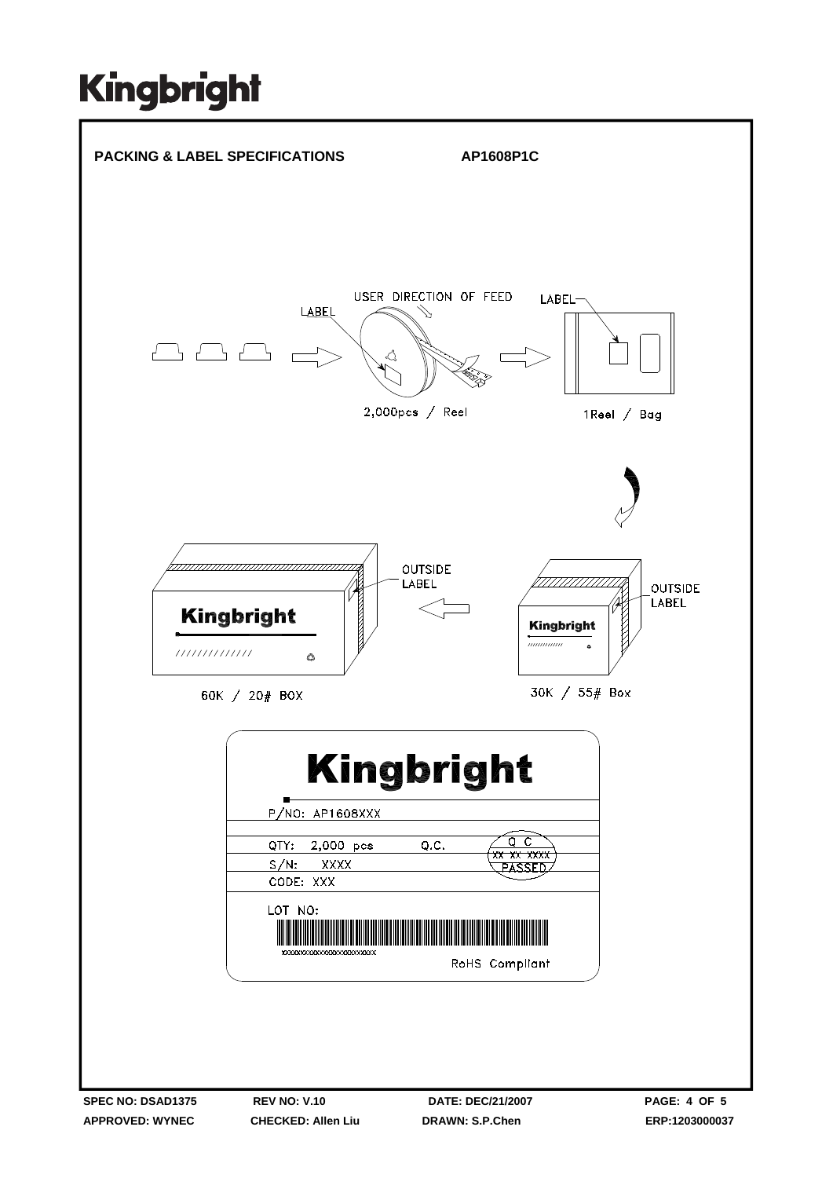## PACKING & LABEL SPECIFICATIONS AP1608P1C

USER DIRECTION OF FEED

LABEL

LABEL

2,000pcs / Reel

1Reel / Bag

OUTSIDE LABEL

OUTSIDE LABEL

60K / 20# BOX

30K / 55# Box

Kingbright

P/NO: AP1608XXX

QTY: 2,000 pcs Q.C. Q C XX XX XXXX PASSED

S/N: XXXX

CODE: XXX

LOT NO:

XXXXXXXXXXXXXXXXXXXXXX

RoHS Compliant

SPEC NO: DSAD1375 REV NO: V.10 DATE: DEC/21/2007

APPROVED: WYNEC CHECKED: Allen Liu DRAWN: S.P.Chen ERP:1203000037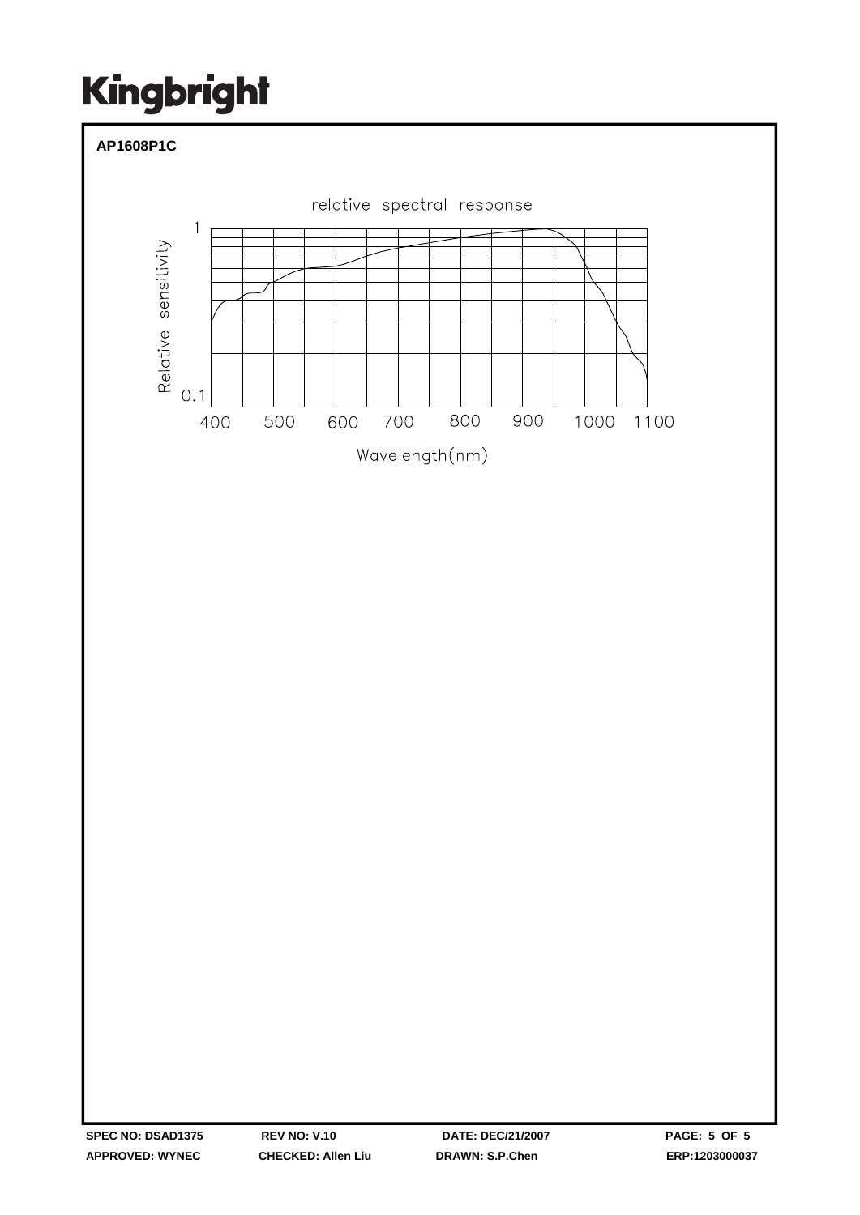# Kingbright

**AP1608P1C**

relative spectral response

Relative sensitivity

1

0.1

400 500 600 700 800 900 1000 1100

Wavelength(nm)

**SPEC NO: DSAD1375** **REV NO: V.10** **DATE: DEC/21/2007**

**APPROVED: WYNEC** **CHECKED: Allen Liu** **DRAWN: S.P.Chen** **ERP:1203000037**